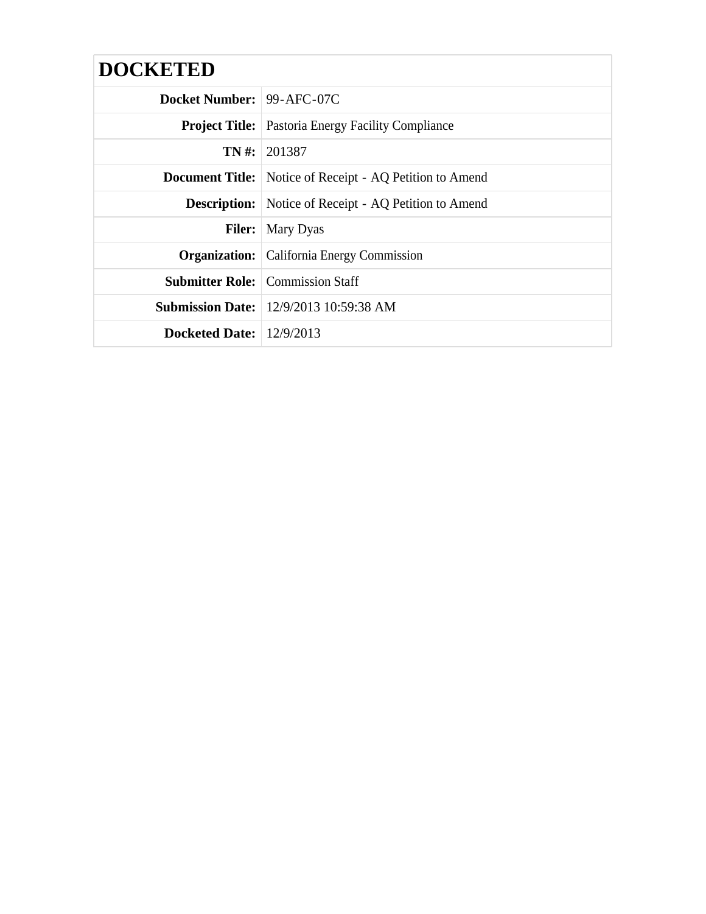# DOCKETED

| | |
|---|---|
| **Docket Number:** | 99-AFC-07C |
| **Project Title:** | Pastoria Energy Facility Compliance |
| **TN #:** | 201387 |
| **Document Title:** | Notice of Receipt - AQ Petition to Amend |
| **Description:** | Notice of Receipt - AQ Petition to Amend |
| **Filer:** | Mary Dyas |
| **Organization:** | California Energy Commission |
| **Submitter Role:** | Commission Staff |
| **Submission Date:** | 12/9/2013 10:59:38 AM |
| **Docketed Date:** | 12/9/2013 |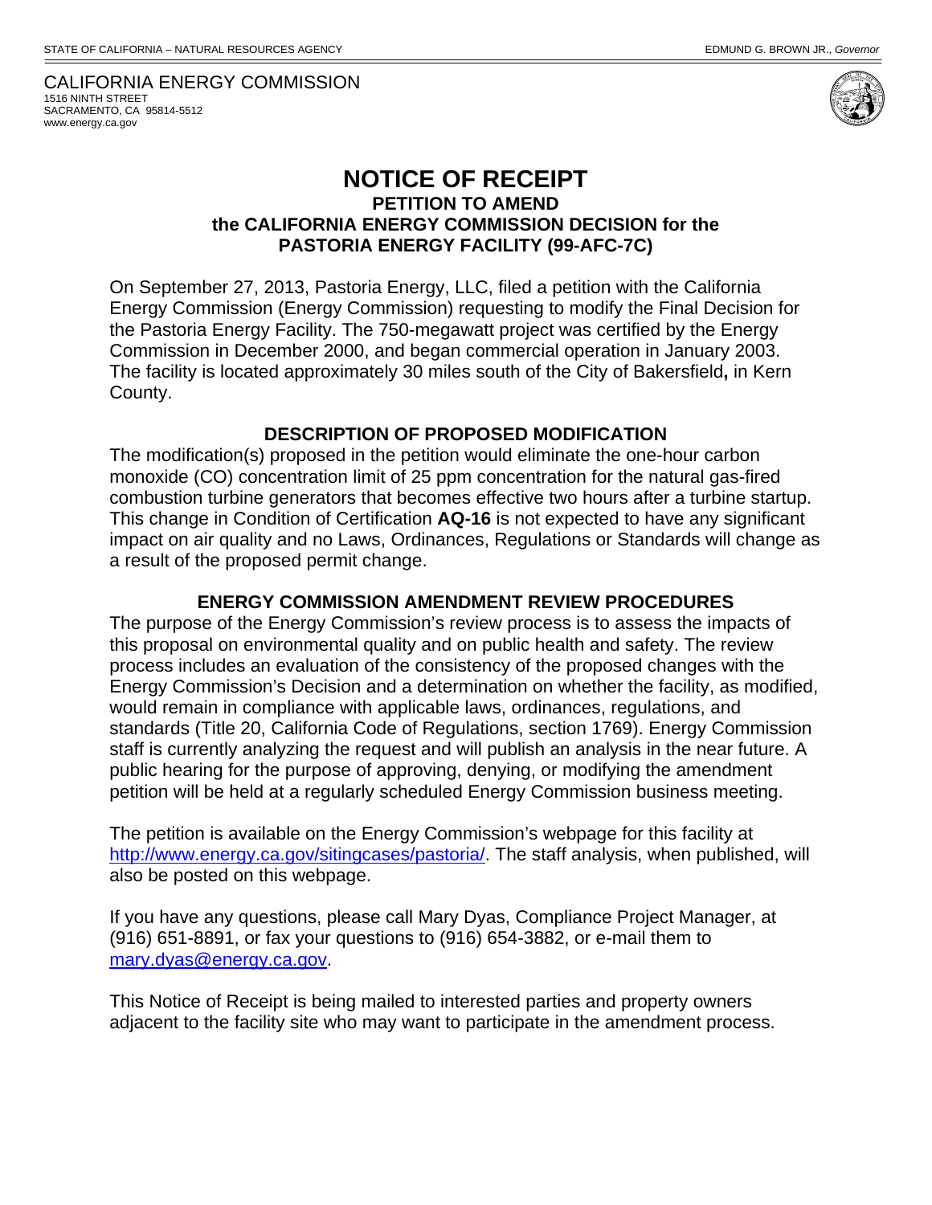STATE OF CALIFORNIA – NATURAL RESOURCES AGENCY EDMUND G. BROWN JR., *Governor*

CALIFORNIA ENERGY COMMISSION
1516 NINTH STREET
SACRAMENTO, CA 95814-5512
www.energy.ca.gov

# NOTICE OF RECEIPT

## PETITION TO AMEND the CALIFORNIA ENERGY COMMISSION DECISION for the PASTORIA ENERGY FACILITY (99-AFC-7C)

On September 27, 2013, Pastoria Energy, LLC, filed a petition with the California Energy Commission (Energy Commission) requesting to modify the Final Decision for the Pastoria Energy Facility. The 750-megawatt project was certified by the Energy Commission in December 2000, and began commercial operation in January 2003. The facility is located approximately 30 miles south of the City of Bakersfield**,** in Kern County.

### DESCRIPTION OF PROPOSED MODIFICATION

The modification(s) proposed in the petition would eliminate the one-hour carbon monoxide (CO) concentration limit of 25 ppm concentration for the natural gas-fired combustion turbine generators that becomes effective two hours after a turbine startup. This change in Condition of Certification **AQ-16** is not expected to have any significant impact on air quality and no Laws, Ordinances, Regulations or Standards will change as a result of the proposed permit change.

### ENERGY COMMISSION AMENDMENT REVIEW PROCEDURES

The purpose of the Energy Commission's review process is to assess the impacts of this proposal on environmental quality and on public health and safety. The review process includes an evaluation of the consistency of the proposed changes with the Energy Commission's Decision and a determination on whether the facility, as modified, would remain in compliance with applicable laws, ordinances, regulations, and standards (Title 20, California Code of Regulations, section 1769). Energy Commission staff is currently analyzing the request and will publish an analysis in the near future. A public hearing for the purpose of approving, denying, or modifying the amendment petition will be held at a regularly scheduled Energy Commission business meeting.

The petition is available on the Energy Commission's webpage for this facility at http://www.energy.ca.gov/sitingcases/pastoria/. The staff analysis, when published, will also be posted on this webpage.

If you have any questions, please call Mary Dyas, Compliance Project Manager, at (916) 651-8891, or fax your questions to (916) 654-3882, or e-mail them to mary.dyas@energy.ca.gov.

This Notice of Receipt is being mailed to interested parties and property owners adjacent to the facility site who may want to participate in the amendment process.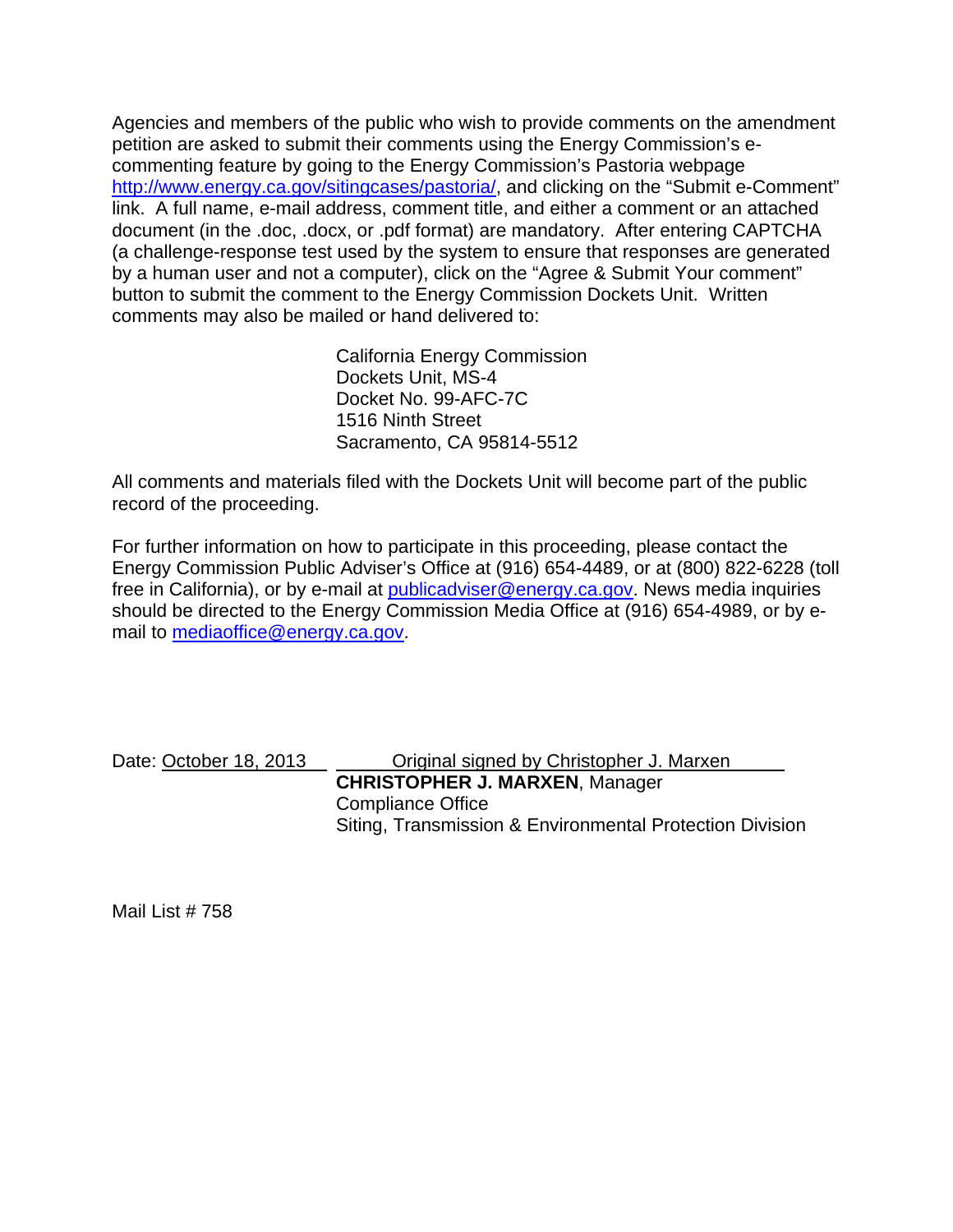Agencies and members of the public who wish to provide comments on the amendment petition are asked to submit their comments using the Energy Commission's e-commenting feature by going to the Energy Commission's Pastoria webpage http://www.energy.ca.gov/sitingcases/pastoria/, and clicking on the "Submit e-Comment" link. A full name, e-mail address, comment title, and either a comment or an attached document (in the .doc, .docx, or .pdf format) are mandatory. After entering CAPTCHA (a challenge-response test used by the system to ensure that responses are generated by a human user and not a computer), click on the "Agree & Submit Your comment" button to submit the comment to the Energy Commission Dockets Unit. Written comments may also be mailed or hand delivered to:

California Energy Commission
Dockets Unit, MS-4
Docket No. 99-AFC-7C
1516 Ninth Street
Sacramento, CA 95814-5512

All comments and materials filed with the Dockets Unit will become part of the public record of the proceeding.

For further information on how to participate in this proceeding, please contact the Energy Commission Public Adviser's Office at (916) 654-4489, or at (800) 822-6228 (toll free in California), or by e-mail at publicadviser@energy.ca.gov. News media inquiries should be directed to the Energy Commission Media Office at (916) 654-4989, or by e-mail to mediaoffice@energy.ca.gov.

Date: October 18, 2013

Original signed by Christopher J. Marxen
**CHRISTOPHER J. MARXEN**, Manager
Compliance Office
Siting, Transmission & Environmental Protection Division

Mail List # 758